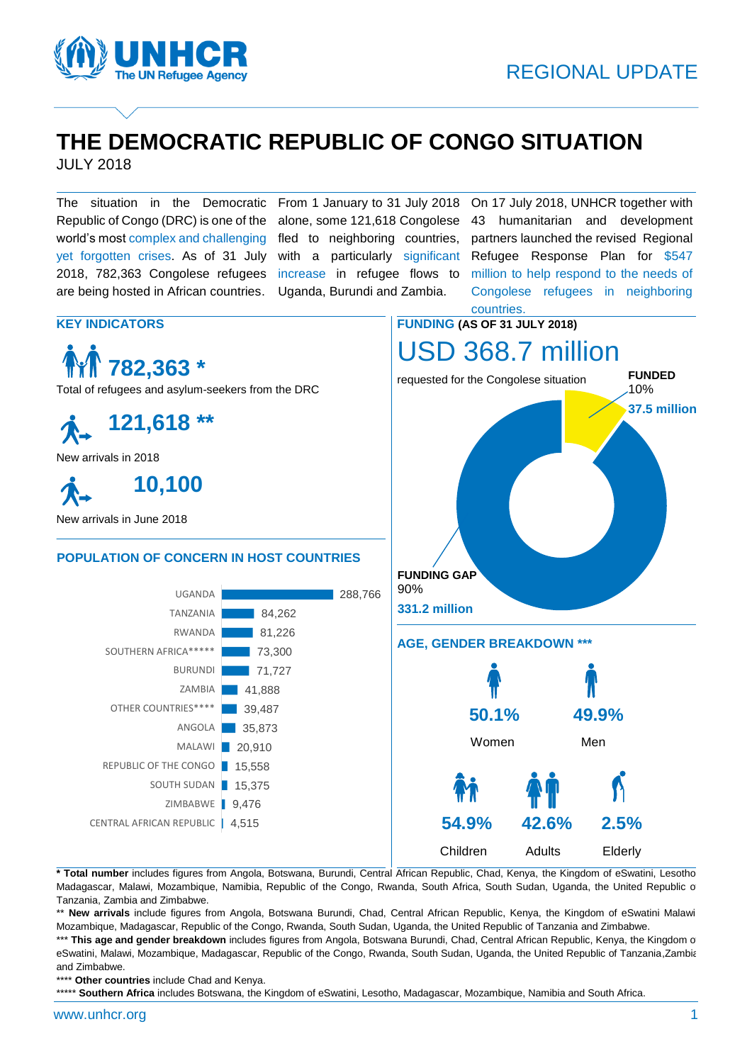REGIONAL UPDATE

# THE DEMOCRATIC REPUBLIC OF CONGO SITUATION

JULY 2018

The situation in the Democratic Republic of Congo (DRC) is one of the world's most complex and challenging yet forgotten crises. As of 31 July 2018, 782,363 Congolese refugees are being hosted in African countries.

From 1 January to 31 July 2018 alone, some 121,618 Congolese fled to neighboring countries, with a particularly significant increase in refugee flows to Uganda, Burundi and Zambia.

On 17 July 2018, UNHCR together with 43 humanitarian and development partners launched the revised Regional Refugee Response Plan for $547 million to help respond to the needs of Congolese refugees in neighboring countries.

## KEY INDICATORS

**782,363 ***

Total of refugees and asylum-seekers from the DRC

**121,618 ****

New arrivals in 2018

**10,100**

New arrivals in June 2018

## POPULATION OF CONCERN IN HOST COUNTRIES

| Country | Population |
|---|---|
| UGANDA | 288,766 |
| TANZANIA | 84,262 |
| RWANDA | 81,226 |
| SOUTHERN AFRICA***** | 73,300 |
| BURUNDI | 71,727 |
| ZAMBIA | 41,888 |
| OTHER COUNTRIES**** | 39,487 |
| ANGOLA | 35,873 |
| MALAWI | 20,910 |
| REPUBLIC OF THE CONGO | 15,558 |
| SOUTH SUDAN | 15,375 |
| ZIMBABWE | 9,476 |
| CENTRAL AFRICAN REPUBLIC | 4,515 |

## FUNDING (AS OF 31 JULY 2018)

**USD 368.7 million**

requested for the Congolese situation

**FUNDED** 10% **37.5 million**

**FUNDING GAP** 90% **331.2 million**

## AGE, GENDER BREAKDOWN ***

| 50.1% | 49.9% |
|---|---|
| Women | Men |

| 54.9% | 42.6% | 2.5% |
|---|---|---|
| Children | Adults | Elderly |

\* **Total number** includes figures from Angola, Botswana, Burundi, Central African Republic, Chad, Kenya, the Kingdom of eSwatini, Lesotho Madagascar, Malawi, Mozambique, Namibia, Republic of the Congo, Rwanda, South Africa, South Sudan, Uganda, the United Republic of Tanzania, Zambia and Zimbabwe.

** **New arrivals** include figures from Angola, Botswana Burundi, Chad, Central African Republic, Kenya, the Kingdom of eSwatini Malawi Mozambique, Madagascar, Republic of the Congo, Rwanda, South Sudan, Uganda, the United Republic of Tanzania and Zimbabwe.

*** **This age and gender breakdown** includes figures from Angola, Botswana Burundi, Chad, Central African Republic, Kenya, the Kingdom of eSwatini, Malawi, Mozambique, Madagascar, Republic of the Congo, Rwanda, South Sudan, Uganda, the United Republic of Tanzania, Zambia and Zimbabwe.

**** **Other countries** include Chad and Kenya.

***** **Southern Africa** includes Botswana, the Kingdom of eSwatini, Lesotho, Madagascar, Mozambique, Namibia and South Africa.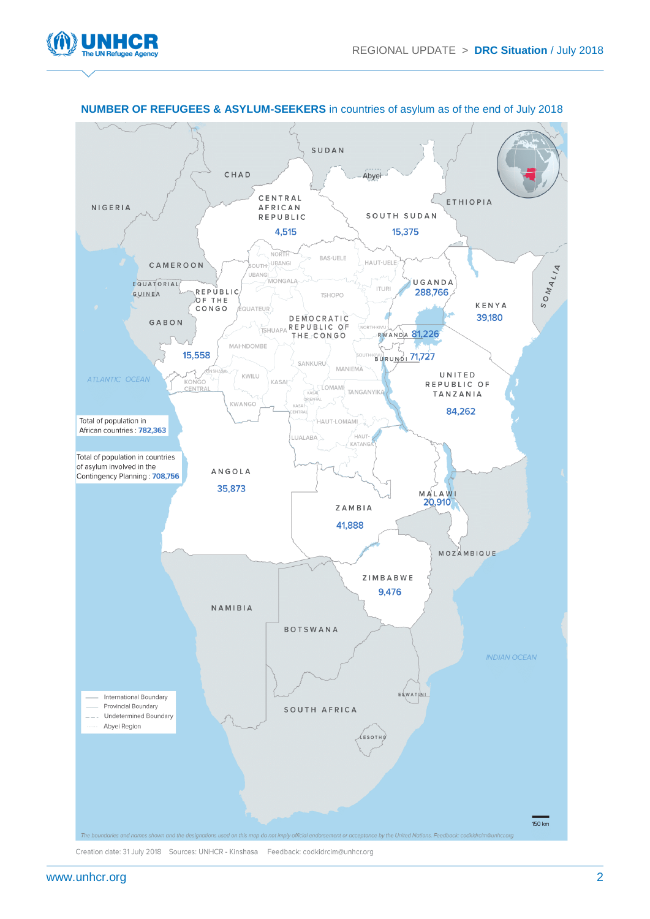**NUMBER OF REFUGEES & ASYLUM-SEEKERS** in countries of asylum as of the end of July 2018

| Country | Number |
|---|---|
| Central African Republic | 4,515 |
| South Sudan | 15,375 |
| Uganda | 288,766 |
| Kenya | 39,180 |
| Rwanda | 81,226 |
| Burundi | 71,727 |
| United Republic of Tanzania | 84,262 |
| Republic of the Congo | 15,558 |
| Angola | 35,873 |
| Zambia | 41,888 |
| Malawi | 20,910 |
| Zimbabwe | 9,476 |

Total of population in African countries : **782,363**

Total of population in countries of asylum involved in the Contingency Planning : **708,756**

*The boundaries and names shown and the designations used on this map do not imply official endorsement or acceptance by the United Nations. Feedback: codkidrcim@unhcr.org*

Creation date: 31 July 2018 Sources: UNHCR - Kinshasa Feedback: codkidrcim@unhcr.org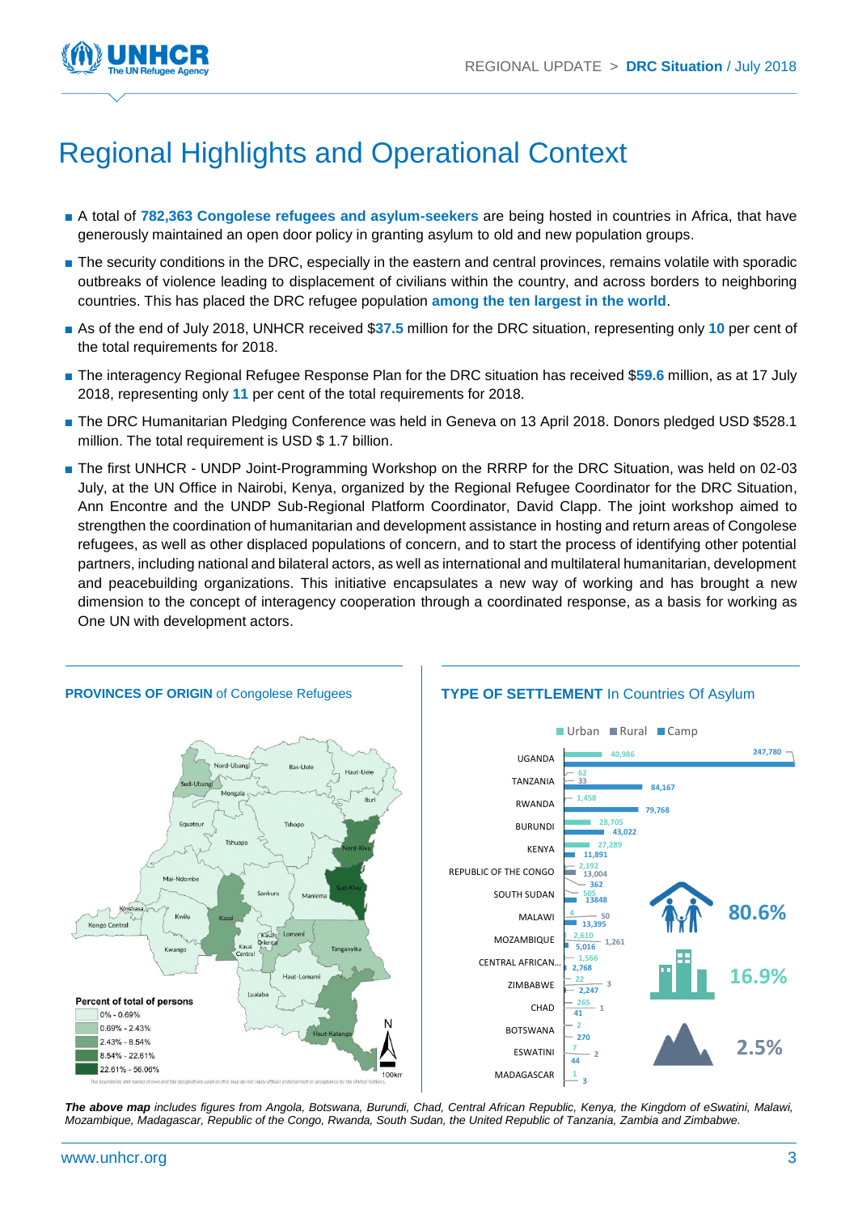# Regional Highlights and Operational Context

- A total of **782,363 Congolese refugees and asylum-seekers** are being hosted in countries in Africa, that have generously maintained an open door policy in granting asylum to old and new population groups.
- The security conditions in the DRC, especially in the eastern and central provinces, remains volatile with sporadic outbreaks of violence leading to displacement of civilians within the country, and across borders to neighboring countries. This has placed the DRC refugee population **among the ten largest in the world**.
- As of the end of July 2018, UNHCR received $**37.5** million for the DRC situation, representing only **10** per cent of the total requirements for 2018.
- The interagency Regional Refugee Response Plan for the DRC situation has received $**59.6** million, as at 17 July 2018, representing only **11** per cent of the total requirements for 2018.
- The DRC Humanitarian Pledging Conference was held in Geneva on 13 April 2018. Donors pledged USD $528.1 million. The total requirement is USD $ 1.7 billion.
- The first UNHCR - UNDP Joint-Programming Workshop on the RRRP for the DRC Situation, was held on 02-03 July, at the UN Office in Nairobi, Kenya, organized by the Regional Refugee Coordinator for the DRC Situation, Ann Encontre and the UNDP Sub-Regional Platform Coordinator, David Clapp. The joint workshop aimed to strengthen the coordination of humanitarian and development assistance in hosting and return areas of Congolese refugees, as well as other displaced populations of concern, and to start the process of identifying other potential partners, including national and bilateral actors, as well as international and multilateral humanitarian, development and peacebuilding organizations. This initiative encapsulates a new way of working and has brought a new dimension to the concept of interagency cooperation through a coordinated response, as a basis for working as One UN with development actors.

## PROVINCES OF ORIGIN of Congolese Refugees

Percent of total of persons

- 0% - 0.69%
- 0.69% - 2.43%
- 2.43% - 8.54%
- 8.54% - 22.61%
- 22.61% - 56.06%

The boundaries and names shown and the designations used on this map do not imply official endorsement or acceptance by the United Nations.

## TYPE OF SETTLEMENT In Countries Of Asylum

| Country | Urban | Rural | Camp |
|---|---|---|---|
| UGANDA | 40,986 | | 247,780 |
| TANZANIA | 62 | 33 | 84,167 |
| RWANDA | 1,458 | | 79,768 |
| BURUNDI | 28,705 | | 43,022 |
| KENYA | 27,289 | | 11,891 |
| REPUBLIC OF THE CONGO | 2,192 | 13,004 | 362 |
| SOUTH SUDAN | 505 | | 13848 |
| MALAWI | 4 | 50 | 13,395 |
| MOZAMBIQUE | 2,610 | 1,261 | 5,016 |
| CENTRAL AFRICAN... | 1,566 | | 2,768 |
| ZIMBABWE | 22 | 3 | 2,247 |
| CHAD | 265 | 1 | 41 |
| BOTSWANA | 2 | | 270 |
| ESWATINI | 7 | 2 | 44 |
| MADAGASCAR | 1 | | 3 |

Camp: 80.6% · Urban: 16.9% · Rural: 2.5%

***The above map** includes figures from Angola, Botswana, Burundi, Chad, Central African Republic, Kenya, the Kingdom of eSwatini, Malawi, Mozambique, Madagascar, Republic of the Congo, Rwanda, South Sudan, the United Republic of Tanzania, Zambia and Zimbabwe.*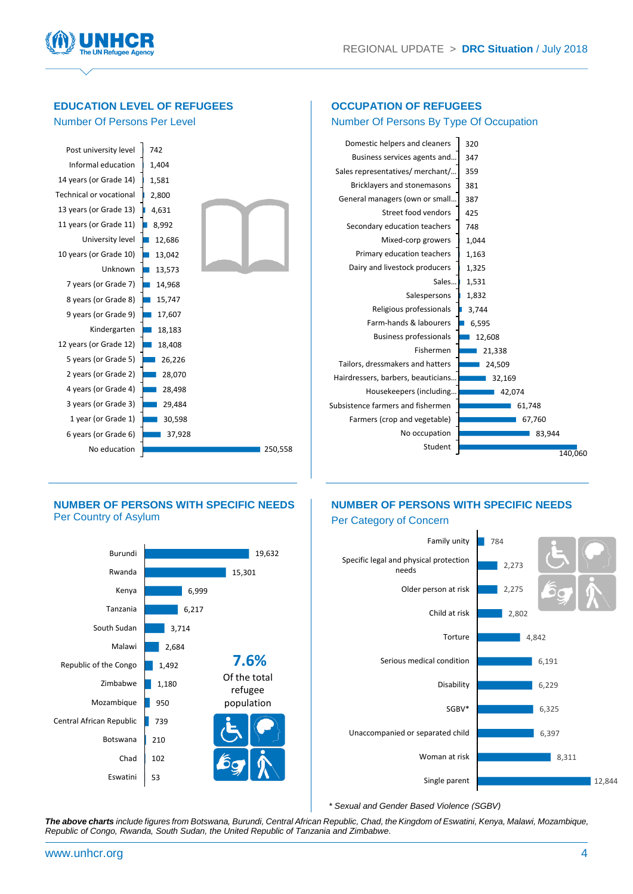## EDUCATION LEVEL OF REFUGEES

### Number Of Persons Per Level

| Level | Number of persons |
|---|---|
| Post university level | 742 |
| Informal education | 1,404 |
| 14 years (or Grade 14) | 1,581 |
| Technical or vocational | 2,800 |
| 13 years (or Grade 13) | 4,631 |
| 11 years (or Grade 11) | 8,992 |
| University level | 12,686 |
| 10 years (or Grade 10) | 13,042 |
| Unknown | 13,573 |
| 7 years (or Grade 7) | 14,968 |
| 8 years (or Grade 8) | 15,747 |
| 9 years (or Grade 9) | 17,607 |
| Kindergarten | 18,183 |
| 12 years (or Grade 12) | 18,408 |
| 5 years (or Grade 5) | 26,226 |
| 2 years (or Grade 2) | 28,070 |
| 4 years (or Grade 4) | 28,498 |
| 3 years (or Grade 3) | 29,484 |
| 1 year (or Grade 1) | 30,598 |
| 6 years (or Grade 6) | 37,928 |
| No education | 250,558 |

## OCCUPATION OF REFUGEES

### Number Of Persons By Type Of Occupation

| Occupation | Number of persons |
|---|---|
| Domestic helpers and cleaners | 320 |
| Business services agents and... | 347 |
| Sales representatives/ merchant/... | 359 |
| Bricklayers and stonemasons | 381 |
| General managers (own or small... | 387 |
| Street food vendors | 425 |
| Secondary education teachers | 748 |
| Mixed-corp growers | 1,044 |
| Primary education teachers | 1,163 |
| Dairy and livestock producers | 1,325 |
| Sales... | 1,531 |
| Salespersons | 1,832 |
| Religious professionals | 3,744 |
| Farm-hands & labourers | 6,595 |
| Business professionals | 12,608 |
| Fishermen | 21,338 |
| Tailors, dressmakers and hatters | 24,509 |
| Hairdressers, barbers, beauticians... | 32,169 |
| Housekeepers (including... | 42,074 |
| Subsistence farmers and fishermen | 61,748 |
| Farmers (crop and vegetable) | 67,760 |
| No occupation | 83,944 |
| Student | 140,060 |

## NUMBER OF PERSONS WITH SPECIFIC NEEDS

### Per Country of Asylum

| Country | Number of persons |
|---|---|
| Burundi | 19,632 |
| Rwanda | 15,301 |
| Kenya | 6,999 |
| Tanzania | 6,217 |
| South Sudan | 3,714 |
| Malawi | 2,684 |
| Republic of the Congo | 1,492 |
| Zimbabwe | 1,180 |
| Mozambique | 950 |
| Central African Republic | 739 |
| Botswana | 210 |
| Chad | 102 |
| Eswatini | 53 |

**7.6%** Of the total refugee population

## NUMBER OF PERSONS WITH SPECIFIC NEEDS

### Per Category of Concern

| Category | Number of persons |
|---|---|
| Family unity | 784 |
| Specific legal and physical protection needs | 2,273 |
| Older person at risk | 2,275 |
| Child at risk | 2,802 |
| Torture | 4,842 |
| Serious medical condition | 6,191 |
| Disability | 6,229 |
| SGBV* | 6,325 |
| Unaccompanied or separated child | 6,397 |
| Woman at risk | 8,311 |
| Single parent | 12,844 |

*\* Sexual and Gender Based Violence (SGBV)*

***The above charts** include figures from Botswana, Burundi, Central African Republic, Chad, the Kingdom of Eswatini, Kenya, Malawi, Mozambique, Republic of Congo, Rwanda, South Sudan, the United Republic of Tanzania and Zimbabwe.*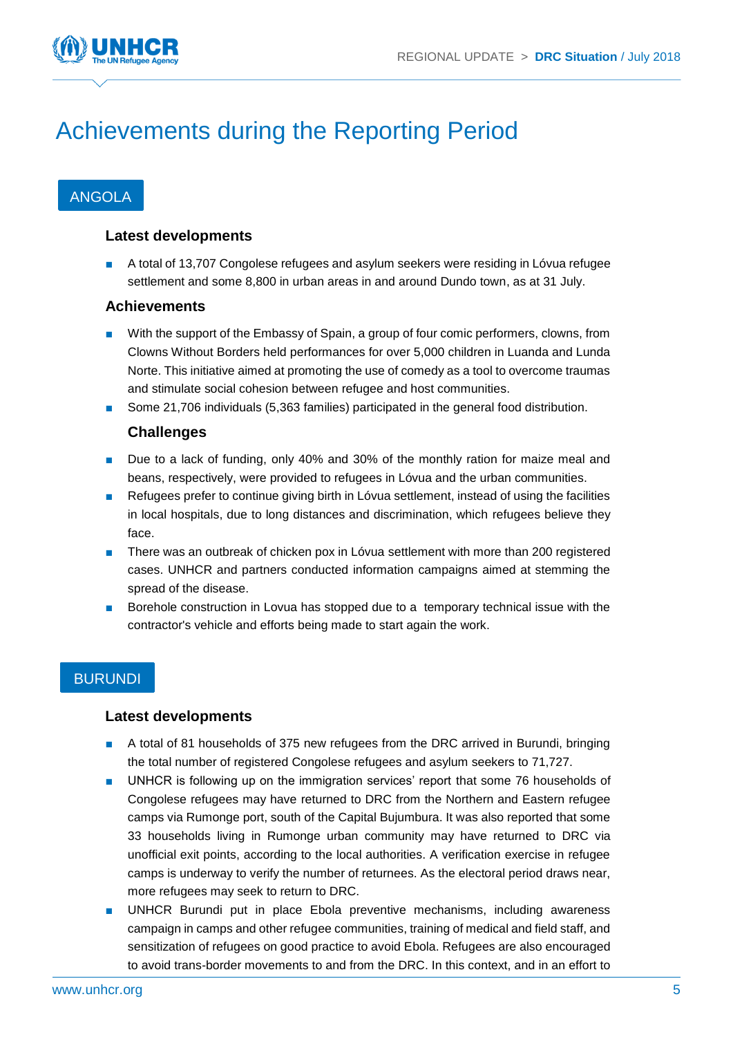# Achievements during the Reporting Period

## ANGOLA

### Latest developments

- A total of 13,707 Congolese refugees and asylum seekers were residing in Lóvua refugee settlement and some 8,800 in urban areas in and around Dundo town, as at 31 July.

### Achievements

- With the support of the Embassy of Spain, a group of four comic performers, clowns, from Clowns Without Borders held performances for over 5,000 children in Luanda and Lunda Norte. This initiative aimed at promoting the use of comedy as a tool to overcome traumas and stimulate social cohesion between refugee and host communities.
- Some 21,706 individuals (5,363 families) participated in the general food distribution.

### Challenges

- Due to a lack of funding, only 40% and 30% of the monthly ration for maize meal and beans, respectively, were provided to refugees in Lóvua and the urban communities.
- Refugees prefer to continue giving birth in Lóvua settlement, instead of using the facilities in local hospitals, due to long distances and discrimination, which refugees believe they face.
- There was an outbreak of chicken pox in Lóvua settlement with more than 200 registered cases. UNHCR and partners conducted information campaigns aimed at stemming the spread of the disease.
- Borehole construction in Lovua has stopped due to a temporary technical issue with the contractor's vehicle and efforts being made to start again the work.

## BURUNDI

### Latest developments

- A total of 81 households of 375 new refugees from the DRC arrived in Burundi, bringing the total number of registered Congolese refugees and asylum seekers to 71,727.
- UNHCR is following up on the immigration services' report that some 76 households of Congolese refugees may have returned to DRC from the Northern and Eastern refugee camps via Rumonge port, south of the Capital Bujumbura. It was also reported that some 33 households living in Rumonge urban community may have returned to DRC via unofficial exit points, according to the local authorities. A verification exercise in refugee camps is underway to verify the number of returnees. As the electoral period draws near, more refugees may seek to return to DRC.
- UNHCR Burundi put in place Ebola preventive mechanisms, including awareness campaign in camps and other refugee communities, training of medical and field staff, and sensitization of refugees on good practice to avoid Ebola. Refugees are also encouraged to avoid trans-border movements to and from the DRC. In this context, and in an effort to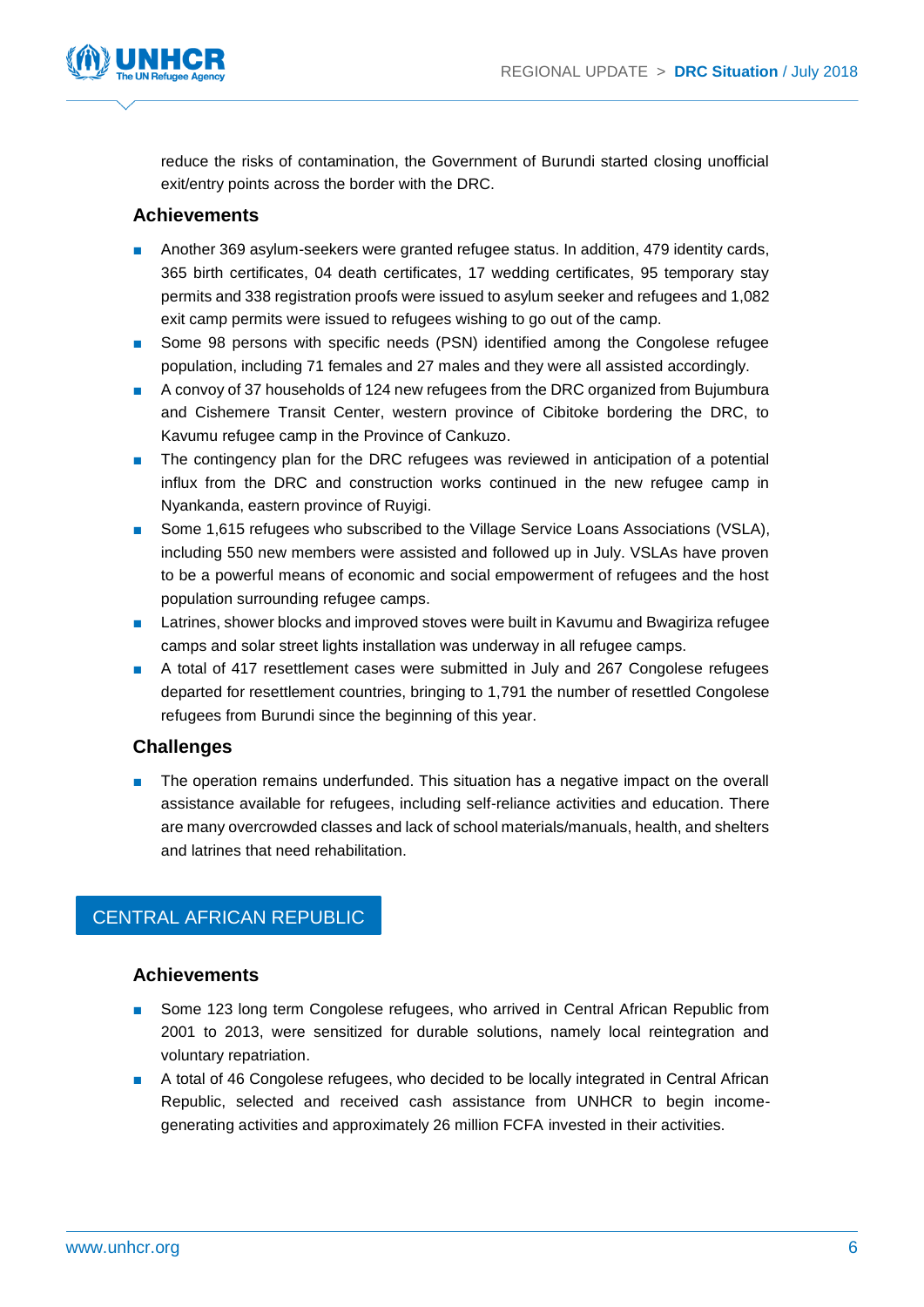reduce the risks of contamination, the Government of Burundi started closing unofficial exit/entry points across the border with the DRC.

### Achievements

- Another 369 asylum-seekers were granted refugee status. In addition, 479 identity cards, 365 birth certificates, 04 death certificates, 17 wedding certificates, 95 temporary stay permits and 338 registration proofs were issued to asylum seeker and refugees and 1,082 exit camp permits were issued to refugees wishing to go out of the camp.
- Some 98 persons with specific needs (PSN) identified among the Congolese refugee population, including 71 females and 27 males and they were all assisted accordingly.
- A convoy of 37 households of 124 new refugees from the DRC organized from Bujumbura and Cishemere Transit Center, western province of Cibitoke bordering the DRC, to Kavumu refugee camp in the Province of Cankuzo.
- The contingency plan for the DRC refugees was reviewed in anticipation of a potential influx from the DRC and construction works continued in the new refugee camp in Nyankanda, eastern province of Ruyigi.
- Some 1,615 refugees who subscribed to the Village Service Loans Associations (VSLA), including 550 new members were assisted and followed up in July. VSLAs have proven to be a powerful means of economic and social empowerment of refugees and the host population surrounding refugee camps.
- Latrines, shower blocks and improved stoves were built in Kavumu and Bwagiriza refugee camps and solar street lights installation was underway in all refugee camps.
- A total of 417 resettlement cases were submitted in July and 267 Congolese refugees departed for resettlement countries, bringing to 1,791 the number of resettled Congolese refugees from Burundi since the beginning of this year.

### Challenges

- The operation remains underfunded. This situation has a negative impact on the overall assistance available for refugees, including self-reliance activities and education. There are many overcrowded classes and lack of school materials/manuals, health, and shelters and latrines that need rehabilitation.

## CENTRAL AFRICAN REPUBLIC

### Achievements

- Some 123 long term Congolese refugees, who arrived in Central African Republic from 2001 to 2013, were sensitized for durable solutions, namely local reintegration and voluntary repatriation.
- A total of 46 Congolese refugees, who decided to be locally integrated in Central African Republic, selected and received cash assistance from UNHCR to begin income-generating activities and approximately 26 million FCFA invested in their activities.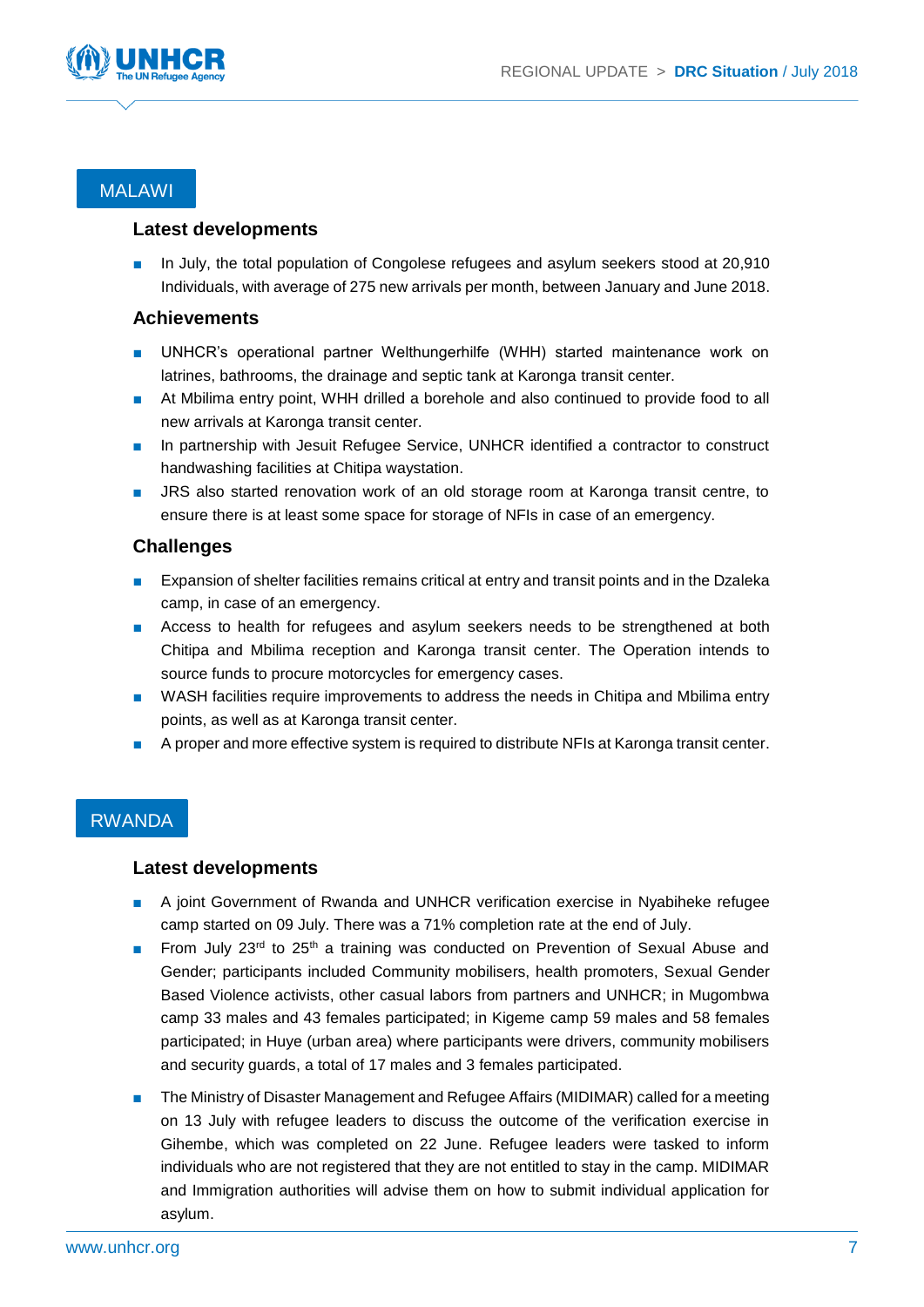## MALAWI

### Latest developments

- In July, the total population of Congolese refugees and asylum seekers stood at 20,910 Individuals, with average of 275 new arrivals per month, between January and June 2018.

### Achievements

- UNHCR's operational partner Welthungerhilfe (WHH) started maintenance work on latrines, bathrooms, the drainage and septic tank at Karonga transit center.
- At Mbilima entry point, WHH drilled a borehole and also continued to provide food to all new arrivals at Karonga transit center.
- In partnership with Jesuit Refugee Service, UNHCR identified a contractor to construct handwashing facilities at Chitipa waystation.
- JRS also started renovation work of an old storage room at Karonga transit centre, to ensure there is at least some space for storage of NFIs in case of an emergency.

### Challenges

- Expansion of shelter facilities remains critical at entry and transit points and in the Dzaleka camp, in case of an emergency.
- Access to health for refugees and asylum seekers needs to be strengthened at both Chitipa and Mbilima reception and Karonga transit center. The Operation intends to source funds to procure motorcycles for emergency cases.
- WASH facilities require improvements to address the needs in Chitipa and Mbilima entry points, as well as at Karonga transit center.
- A proper and more effective system is required to distribute NFIs at Karonga transit center.

## RWANDA

### Latest developments

- A joint Government of Rwanda and UNHCR verification exercise in Nyabiheke refugee camp started on 09 July. There was a 71% completion rate at the end of July.
- From July 23rd to 25th a training was conducted on Prevention of Sexual Abuse and Gender; participants included Community mobilisers, health promoters, Sexual Gender Based Violence activists, other casual labors from partners and UNHCR; in Mugombwa camp 33 males and 43 females participated; in Kigeme camp 59 males and 58 females participated; in Huye (urban area) where participants were drivers, community mobilisers and security guards, a total of 17 males and 3 females participated.
- The Ministry of Disaster Management and Refugee Affairs (MIDIMAR) called for a meeting on 13 July with refugee leaders to discuss the outcome of the verification exercise in Gihembe, which was completed on 22 June. Refugee leaders were tasked to inform individuals who are not registered that they are not entitled to stay in the camp. MIDIMAR and Immigration authorities will advise them on how to submit individual application for asylum.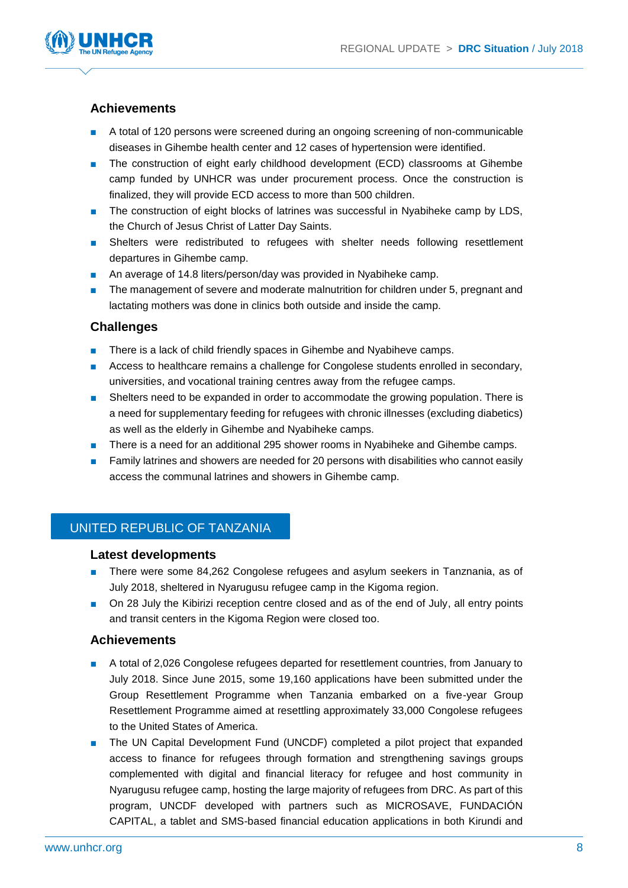### Achievements

- A total of 120 persons were screened during an ongoing screening of non-communicable diseases in Gihembe health center and 12 cases of hypertension were identified.
- The construction of eight early childhood development (ECD) classrooms at Gihembe camp funded by UNHCR was under procurement process. Once the construction is finalized, they will provide ECD access to more than 500 children.
- The construction of eight blocks of latrines was successful in Nyabiheke camp by LDS, the Church of Jesus Christ of Latter Day Saints.
- Shelters were redistributed to refugees with shelter needs following resettlement departures in Gihembe camp.
- An average of 14.8 liters/person/day was provided in Nyabiheke camp.
- The management of severe and moderate malnutrition for children under 5, pregnant and lactating mothers was done in clinics both outside and inside the camp.

### Challenges

- There is a lack of child friendly spaces in Gihembe and Nyabiheve camps.
- Access to healthcare remains a challenge for Congolese students enrolled in secondary, universities, and vocational training centres away from the refugee camps.
- Shelters need to be expanded in order to accommodate the growing population. There is a need for supplementary feeding for refugees with chronic illnesses (excluding diabetics) as well as the elderly in Gihembe and Nyabiheke camps.
- There is a need for an additional 295 shower rooms in Nyabiheke and Gihembe camps.
- Family latrines and showers are needed for 20 persons with disabilities who cannot easily access the communal latrines and showers in Gihembe camp.

## UNITED REPUBLIC OF TANZANIA

### Latest developments

- There were some 84,262 Congolese refugees and asylum seekers in Tanznania, as of July 2018, sheltered in Nyarugusu refugee camp in the Kigoma region.
- On 28 July the Kibirizi reception centre closed and as of the end of July, all entry points and transit centers in the Kigoma Region were closed too.

### Achievements

- A total of 2,026 Congolese refugees departed for resettlement countries, from January to July 2018. Since June 2015, some 19,160 applications have been submitted under the Group Resettlement Programme when Tanzania embarked on a five-year Group Resettlement Programme aimed at resettling approximately 33,000 Congolese refugees to the United States of America.
- The UN Capital Development Fund (UNCDF) completed a pilot project that expanded access to finance for refugees through formation and strengthening savings groups complemented with digital and financial literacy for refugee and host community in Nyarugusu refugee camp, hosting the large majority of refugees from DRC. As part of this program, UNCDF developed with partners such as MICROSAVE, FUNDACIÓN CAPITAL, a tablet and SMS-based financial education applications in both Kirundi and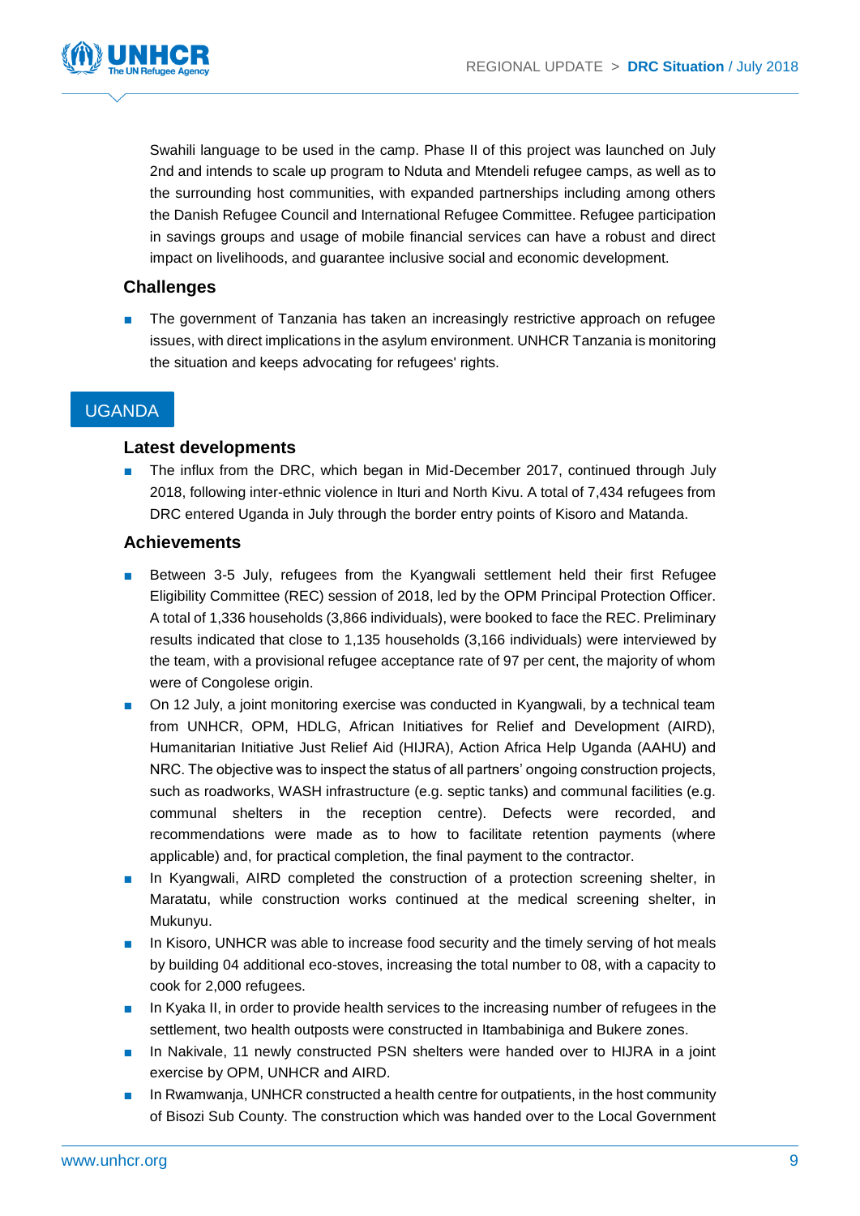Swahili language to be used in the camp. Phase II of this project was launched on July 2nd and intends to scale up program to Nduta and Mtendeli refugee camps, as well as to the surrounding host communities, with expanded partnerships including among others the Danish Refugee Council and International Refugee Committee. Refugee participation in savings groups and usage of mobile financial services can have a robust and direct impact on livelihoods, and guarantee inclusive social and economic development.

### Challenges

- The government of Tanzania has taken an increasingly restrictive approach on refugee issues, with direct implications in the asylum environment. UNHCR Tanzania is monitoring the situation and keeps advocating for refugees' rights.

## UGANDA

### Latest developments

- The influx from the DRC, which began in Mid-December 2017, continued through July 2018, following inter-ethnic violence in Ituri and North Kivu. A total of 7,434 refugees from DRC entered Uganda in July through the border entry points of Kisoro and Matanda.

### Achievements

- Between 3-5 July, refugees from the Kyangwali settlement held their first Refugee Eligibility Committee (REC) session of 2018, led by the OPM Principal Protection Officer. A total of 1,336 households (3,866 individuals), were booked to face the REC. Preliminary results indicated that close to 1,135 households (3,166 individuals) were interviewed by the team, with a provisional refugee acceptance rate of 97 per cent, the majority of whom were of Congolese origin.
- On 12 July, a joint monitoring exercise was conducted in Kyangwali, by a technical team from UNHCR, OPM, HDLG, African Initiatives for Relief and Development (AIRD), Humanitarian Initiative Just Relief Aid (HIJRA), Action Africa Help Uganda (AAHU) and NRC. The objective was to inspect the status of all partners' ongoing construction projects, such as roadworks, WASH infrastructure (e.g. septic tanks) and communal facilities (e.g. communal shelters in the reception centre). Defects were recorded, and recommendations were made as to how to facilitate retention payments (where applicable) and, for practical completion, the final payment to the contractor.
- In Kyangwali, AIRD completed the construction of a protection screening shelter, in Maratatu, while construction works continued at the medical screening shelter, in Mukunyu.
- In Kisoro, UNHCR was able to increase food security and the timely serving of hot meals by building 04 additional eco-stoves, increasing the total number to 08, with a capacity to cook for 2,000 refugees.
- In Kyaka II, in order to provide health services to the increasing number of refugees in the settlement, two health outposts were constructed in Itambabiniga and Bukere zones.
- In Nakivale, 11 newly constructed PSN shelters were handed over to HIJRA in a joint exercise by OPM, UNHCR and AIRD.
- In Rwamwanja, UNHCR constructed a health centre for outpatients, in the host community of Bisozi Sub County. The construction which was handed over to the Local Government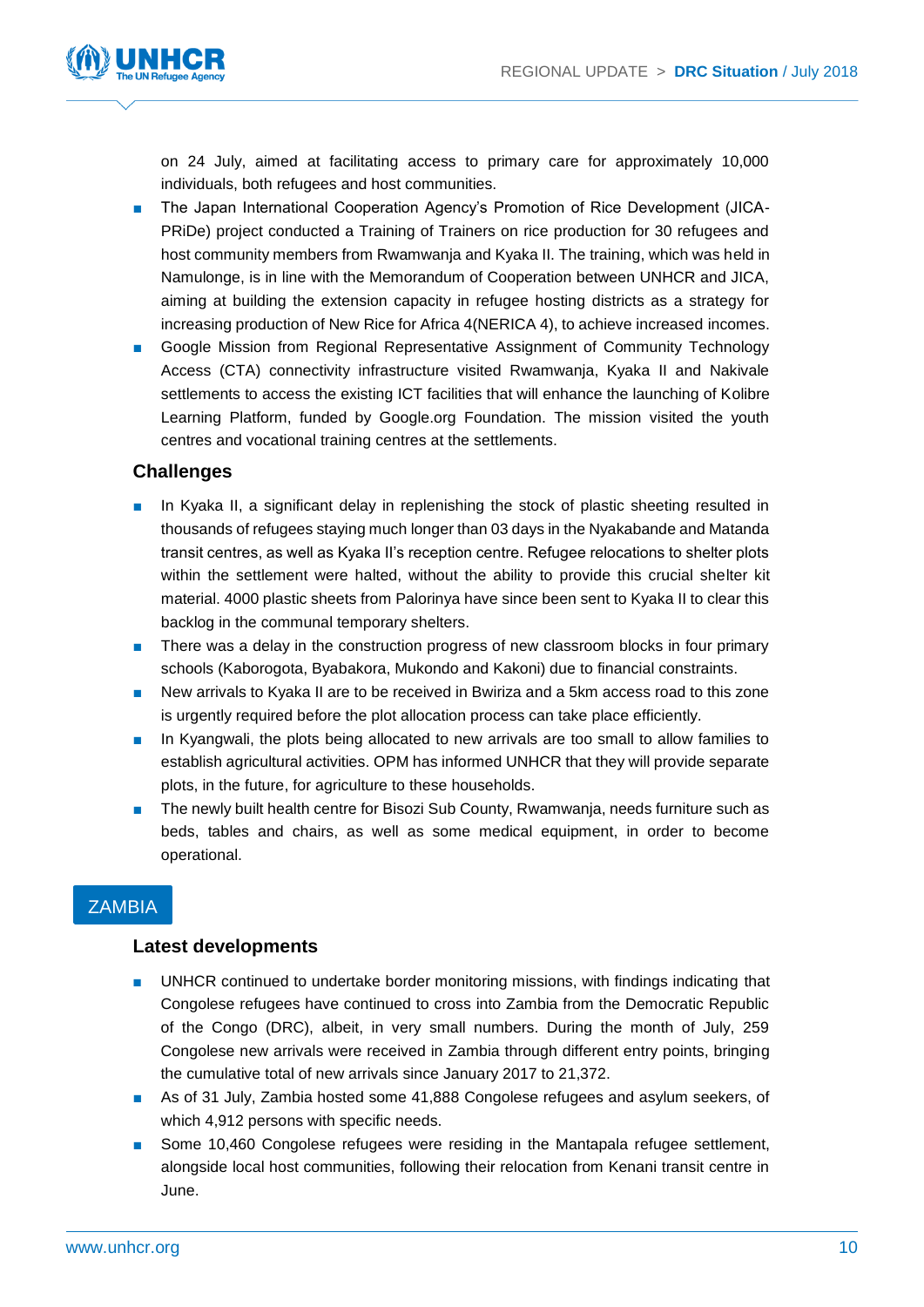on 24 July, aimed at facilitating access to primary care for approximately 10,000 individuals, both refugees and host communities.

- The Japan International Cooperation Agency's Promotion of Rice Development (JICA-PRiDe) project conducted a Training of Trainers on rice production for 30 refugees and host community members from Rwamwanja and Kyaka II. The training, which was held in Namulonge, is in line with the Memorandum of Cooperation between UNHCR and JICA, aiming at building the extension capacity in refugee hosting districts as a strategy for increasing production of New Rice for Africa 4(NERICA 4), to achieve increased incomes.
- Google Mission from Regional Representative Assignment of Community Technology Access (CTA) connectivity infrastructure visited Rwamwanja, Kyaka II and Nakivale settlements to access the existing ICT facilities that will enhance the launching of Kolibre Learning Platform, funded by Google.org Foundation. The mission visited the youth centres and vocational training centres at the settlements.

### Challenges

- In Kyaka II, a significant delay in replenishing the stock of plastic sheeting resulted in thousands of refugees staying much longer than 03 days in the Nyakabande and Matanda transit centres, as well as Kyaka II's reception centre. Refugee relocations to shelter plots within the settlement were halted, without the ability to provide this crucial shelter kit material. 4000 plastic sheets from Palorinya have since been sent to Kyaka II to clear this backlog in the communal temporary shelters.
- There was a delay in the construction progress of new classroom blocks in four primary schools (Kaborogota, Byabakora, Mukondo and Kakoni) due to financial constraints.
- New arrivals to Kyaka II are to be received in Bwiriza and a 5km access road to this zone is urgently required before the plot allocation process can take place efficiently.
- In Kyangwali, the plots being allocated to new arrivals are too small to allow families to establish agricultural activities. OPM has informed UNHCR that they will provide separate plots, in the future, for agriculture to these households.
- The newly built health centre for Bisozi Sub County, Rwamwanja, needs furniture such as beds, tables and chairs, as well as some medical equipment, in order to become operational.

## ZAMBIA

### Latest developments

- UNHCR continued to undertake border monitoring missions, with findings indicating that Congolese refugees have continued to cross into Zambia from the Democratic Republic of the Congo (DRC), albeit, in very small numbers. During the month of July, 259 Congolese new arrivals were received in Zambia through different entry points, bringing the cumulative total of new arrivals since January 2017 to 21,372.
- As of 31 July, Zambia hosted some 41,888 Congolese refugees and asylum seekers, of which 4,912 persons with specific needs.
- Some 10,460 Congolese refugees were residing in the Mantapala refugee settlement, alongside local host communities, following their relocation from Kenani transit centre in June.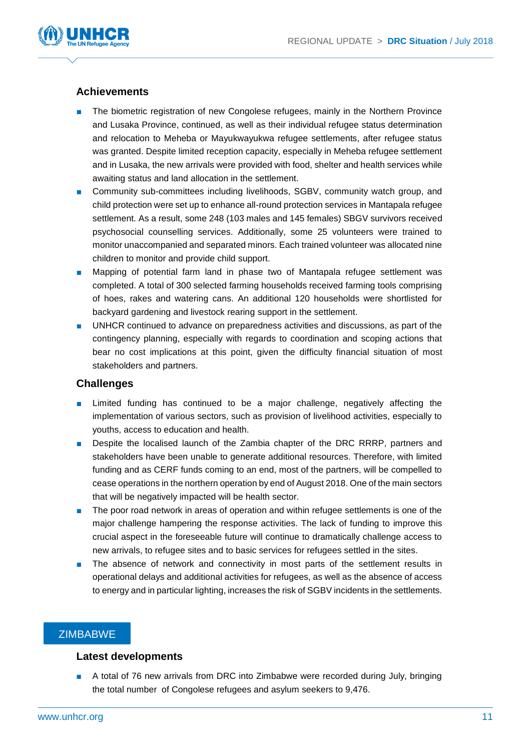### Achievements

- The biometric registration of new Congolese refugees, mainly in the Northern Province and Lusaka Province, continued, as well as their individual refugee status determination and relocation to Meheba or Mayukwayukwa refugee settlements, after refugee status was granted. Despite limited reception capacity, especially in Meheba refugee settlement and in Lusaka, the new arrivals were provided with food, shelter and health services while awaiting status and land allocation in the settlement.
- Community sub-committees including livelihoods, SGBV, community watch group, and child protection were set up to enhance all-round protection services in Mantapala refugee settlement. As a result, some 248 (103 males and 145 females) SBGV survivors received psychosocial counselling services. Additionally, some 25 volunteers were trained to monitor unaccompanied and separated minors. Each trained volunteer was allocated nine children to monitor and provide child support.
- Mapping of potential farm land in phase two of Mantapala refugee settlement was completed. A total of 300 selected farming households received farming tools comprising of hoes, rakes and watering cans. An additional 120 households were shortlisted for backyard gardening and livestock rearing support in the settlement.
- UNHCR continued to advance on preparedness activities and discussions, as part of the contingency planning, especially with regards to coordination and scoping actions that bear no cost implications at this point, given the difficulty financial situation of most stakeholders and partners.

### Challenges

- Limited funding has continued to be a major challenge, negatively affecting the implementation of various sectors, such as provision of livelihood activities, especially to youths, access to education and health.
- Despite the localised launch of the Zambia chapter of the DRC RRRP, partners and stakeholders have been unable to generate additional resources. Therefore, with limited funding and as CERF funds coming to an end, most of the partners, will be compelled to cease operations in the northern operation by end of August 2018. One of the main sectors that will be negatively impacted will be health sector.
- The poor road network in areas of operation and within refugee settlements is one of the major challenge hampering the response activities. The lack of funding to improve this crucial aspect in the foreseeable future will continue to dramatically challenge access to new arrivals, to refugee sites and to basic services for refugees settled in the sites.
- The absence of network and connectivity in most parts of the settlement results in operational delays and additional activities for refugees, as well as the absence of access to energy and in particular lighting, increases the risk of SGBV incidents in the settlements.

## ZIMBABWE

### Latest developments

- A total of 76 new arrivals from DRC into Zimbabwe were recorded during July, bringing the total number of Congolese refugees and asylum seekers to 9,476.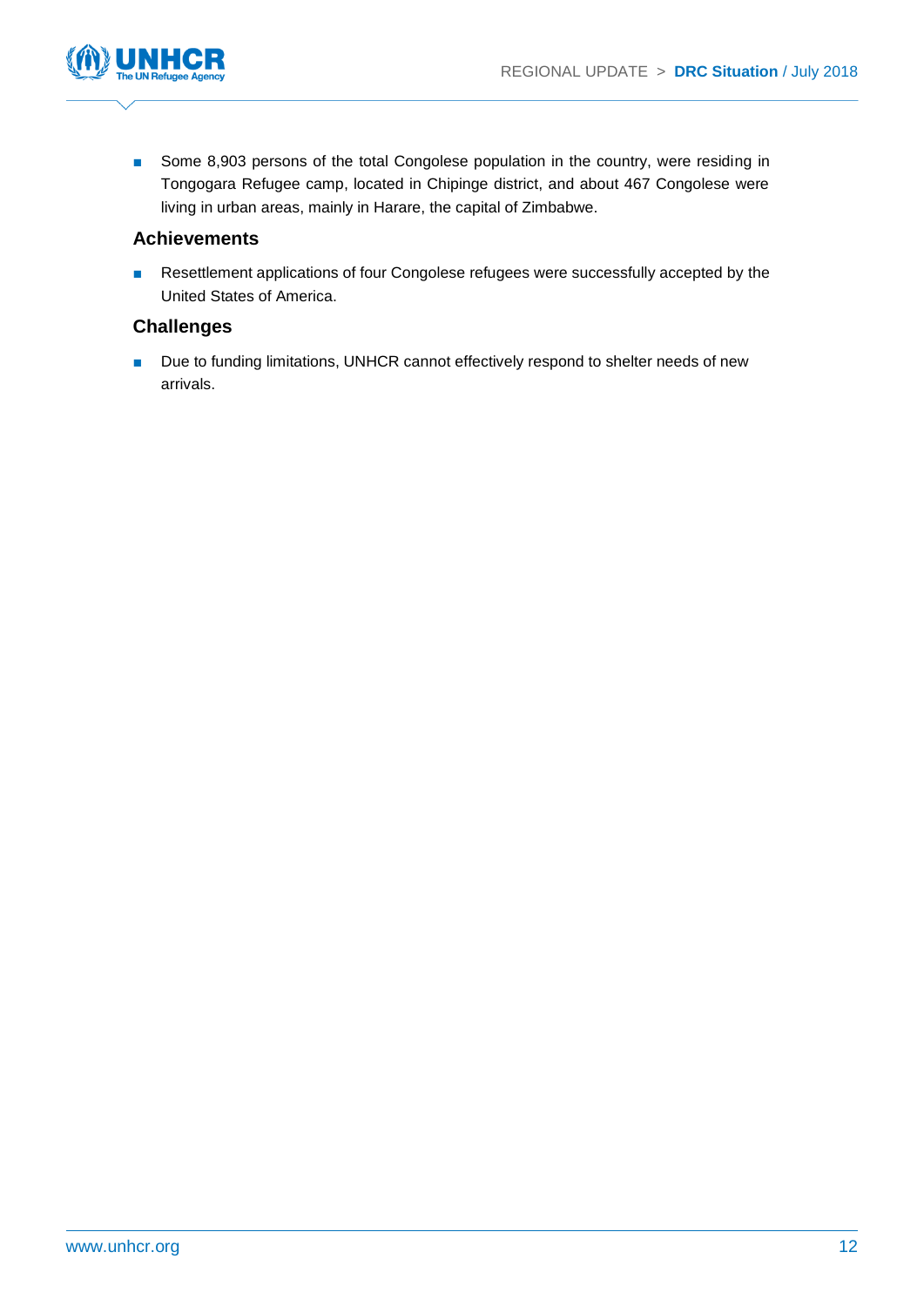- Some 8,903 persons of the total Congolese population in the country, were residing in Tongogara Refugee camp, located in Chipinge district, and about 467 Congolese were living in urban areas, mainly in Harare, the capital of Zimbabwe.

### Achievements

- Resettlement applications of four Congolese refugees were successfully accepted by the United States of America.

### Challenges

- Due to funding limitations, UNHCR cannot effectively respond to shelter needs of new arrivals.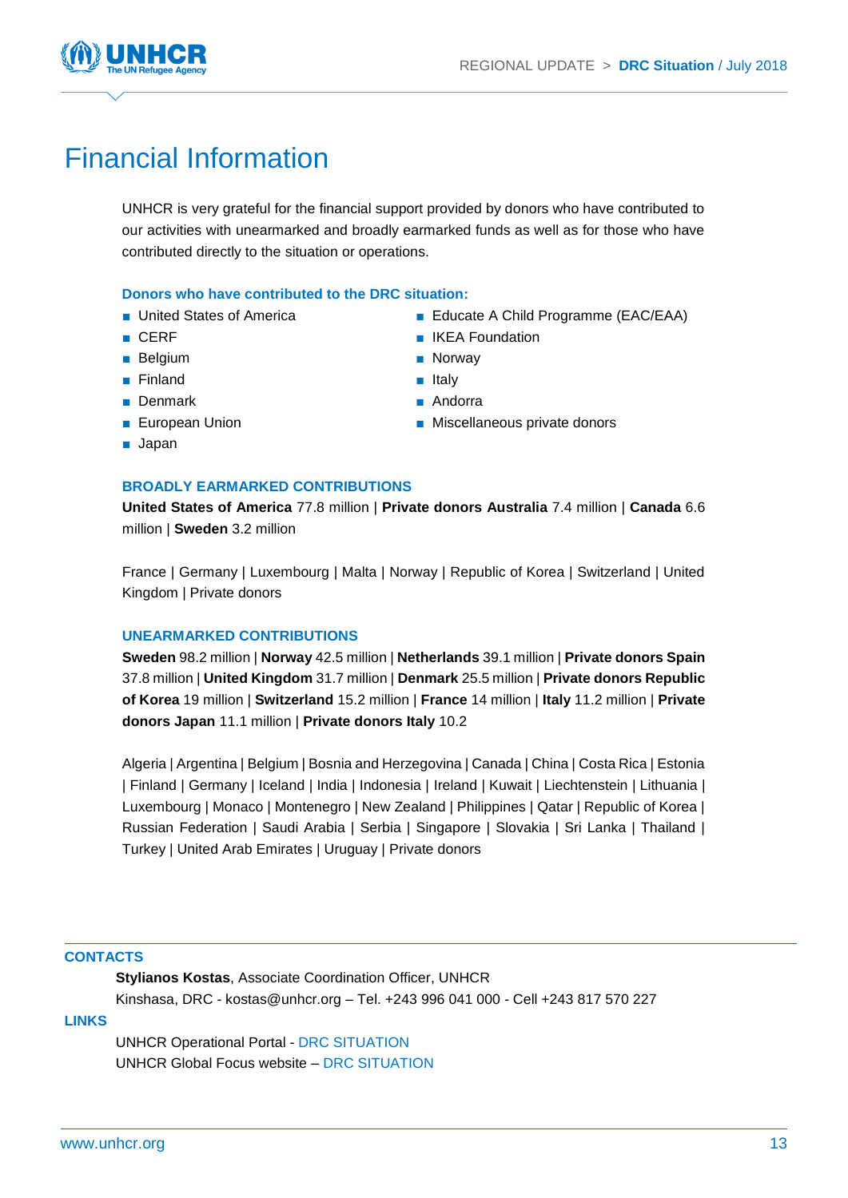# Financial Information

UNHCR is very grateful for the financial support provided by donors who have contributed to our activities with unearmarked and broadly earmarked funds as well as for those who have contributed directly to the situation or operations.

### Donors who have contributed to the DRC situation:

- United States of America
- CERF
- Belgium
- Finland
- Denmark
- European Union
- Japan
- Educate A Child Programme (EAC/EAA)
- IKEA Foundation
- Norway
- Italy
- Andorra
- Miscellaneous private donors

### BROADLY EARMARKED CONTRIBUTIONS

**United States of America** 77.8 million | **Private donors Australia** 7.4 million | **Canada** 6.6 million | **Sweden** 3.2 million

France | Germany | Luxembourg | Malta | Norway | Republic of Korea | Switzerland | United Kingdom | Private donors

### UNEARMARKED CONTRIBUTIONS

**Sweden** 98.2 million | **Norway** 42.5 million | **Netherlands** 39.1 million | **Private donors Spain** 37.8 million | **United Kingdom** 31.7 million | **Denmark** 25.5 million | **Private donors Republic of Korea** 19 million | **Switzerland** 15.2 million | **France** 14 million | **Italy** 11.2 million | **Private donors Japan** 11.1 million | **Private donors Italy** 10.2

Algeria | Argentina | Belgium | Bosnia and Herzegovina | Canada | China | Costa Rica | Estonia | Finland | Germany | Iceland | India | Indonesia | Ireland | Kuwait | Liechtenstein | Lithuania | Luxembourg | Monaco | Montenegro | New Zealand | Philippines | Qatar | Republic of Korea | Russian Federation | Saudi Arabia | Serbia | Singapore | Slovakia | Sri Lanka | Thailand | Turkey | United Arab Emirates | Uruguay | Private donors

### CONTACTS

**Stylianos Kostas**, Associate Coordination Officer, UNHCR
Kinshasa, DRC - kostas@unhcr.org – Tel. +243 996 041 000 - Cell +243 817 570 227

### LINKS

UNHCR Operational Portal - DRC SITUATION
UNHCR Global Focus website – DRC SITUATION